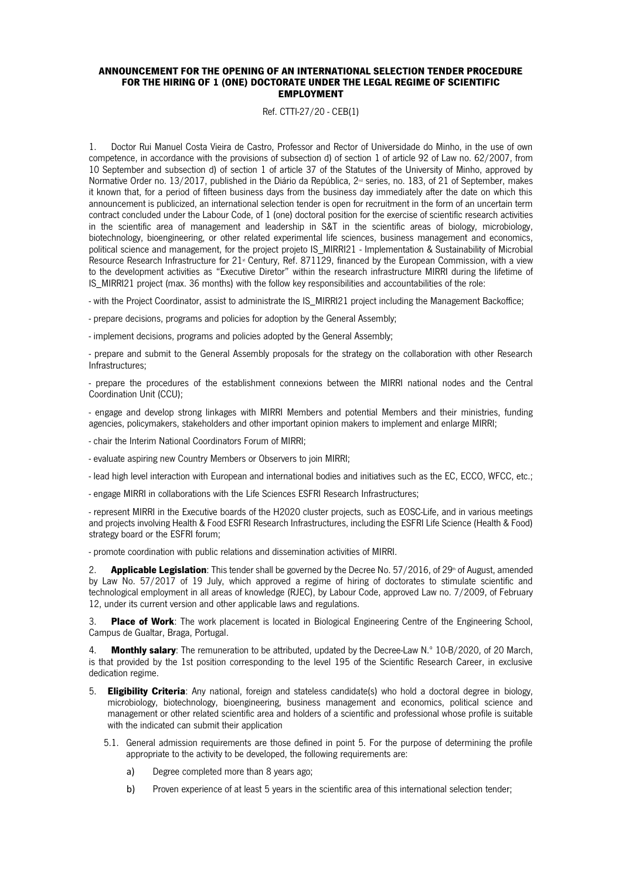# ANNOUNCEMENT FOR THE OPENING OF AN INTERNATIONAL SELECTION TENDER PROCEDURE FOR THE HIRING OF 1 (ONE) DOCTORATE UNDER THE LEGAL REGIME OF SCIENTIFIC EMPLOYMENT

Ref. CTTI-27/20 - CEB(1)

1. Doctor Rui Manuel Costa Vieira de Castro, Professor and Rector of Universidade do Minho, in the use of own competence, in accordance with the provisions of subsection d) of section 1 of article 92 of Law no. 62/2007, from 10 September and subsection d) of section 1 of article 37 of the Statutes of the University of Minho, approved by Normative Order no. 13/2017, published in the Diário da República, 2nd series, no. 183, of 21 of September, makes it known that, for a period of fifteen business days from the business day immediately after the date on which this announcement is publicized, an international selection tender is open for recruitment in the form of an uncertain term contract concluded under the Labour Code, of 1 (one) doctoral position for the exercise of scientific research activities in the scientific area of management and leadership in S&T in the scientific areas of biology, microbiology, biotechnology, bioengineering, or other related experimental life sciences, business management and economics, political science and management, for the project projeto IS_MIRRI21 - Implementation & Sustainability of Microbial Resource Research Infrastructure for 21st Century, Ref. 871129, financed by the European Commission, with a view to the development activities as "Executive Diretor" within the research infrastructure MIRRI during the lifetime of IS_MIRRI21 project (max. 36 months) with the follow key responsibilities and accountabilities of the role:

- with the Project Coordinator, assist to administrate the IS_MIRRI21 project including the Management Backoffice;
- prepare decisions, programs and policies for adoption by the General Assembly;
- implement decisions, programs and policies adopted by the General Assembly;
- prepare and submit to the General Assembly proposals for the strategy on the collaboration with other Research Infrastructures;
- prepare the procedures of the establishment connexions between the MIRRI national nodes and the Central Coordination Unit (CCU);
- engage and develop strong linkages with MIRRI Members and potential Members and their ministries, funding agencies, policymakers, stakeholders and other important opinion makers to implement and enlarge MIRRI;
- chair the Interim National Coordinators Forum of MIRRI;
- evaluate aspiring new Country Members or Observers to join MIRRI;
- lead high level interaction with European and international bodies and initiatives such as the EC, ECCO, WFCC, etc.;
- engage MIRRI in collaborations with the Life Sciences ESFRI Research Infrastructures;
- represent MIRRI in the Executive boards of the H2020 cluster projects, such as EOSC-Life, and in various meetings and projects involving Health & Food ESFRI Research Infrastructures, including the ESFRI Life Science (Health & Food) strategy board or the ESFRI forum;
- promote coordination with public relations and dissemination activities of MIRRI.

2. **Applicable Legislation**: This tender shall be governed by the Decree No. 57/2016, of 29th of August, amended by Law No. 57/2017 of 19 July, which approved a regime of hiring of doctorates to stimulate scientific and technological employment in all areas of knowledge (RJEC), by Labour Code, approved Law no. 7/2009, of February 12, under its current version and other applicable laws and regulations.

3. **Place of Work**: The work placement is located in Biological Engineering Centre of the Engineering School, Campus de Gualtar, Braga, Portugal.

4. **Monthly salary**: The remuneration to be attributed, updated by the Decree-Law N.° 10-B/2020, of 20 March, is that provided by the 1st position corresponding to the level 195 of the Scientific Research Career, in exclusive dedication regime.

5. **Eligibility Criteria**: Any national, foreign and stateless candidate(s) who hold a doctoral degree in biology, microbiology, biotechnology, bioengineering, business management and economics, political science and management or other related scientific area and holders of a scientific and professional whose profile is suitable with the indicated can submit their application

   5.1. General admission requirements are those defined in point 5. For the purpose of determining the profile appropriate to the activity to be developed, the following requirements are:

   a) Degree completed more than 8 years ago;

   b) Proven experience of at least 5 years in the scientific area of this international selection tender;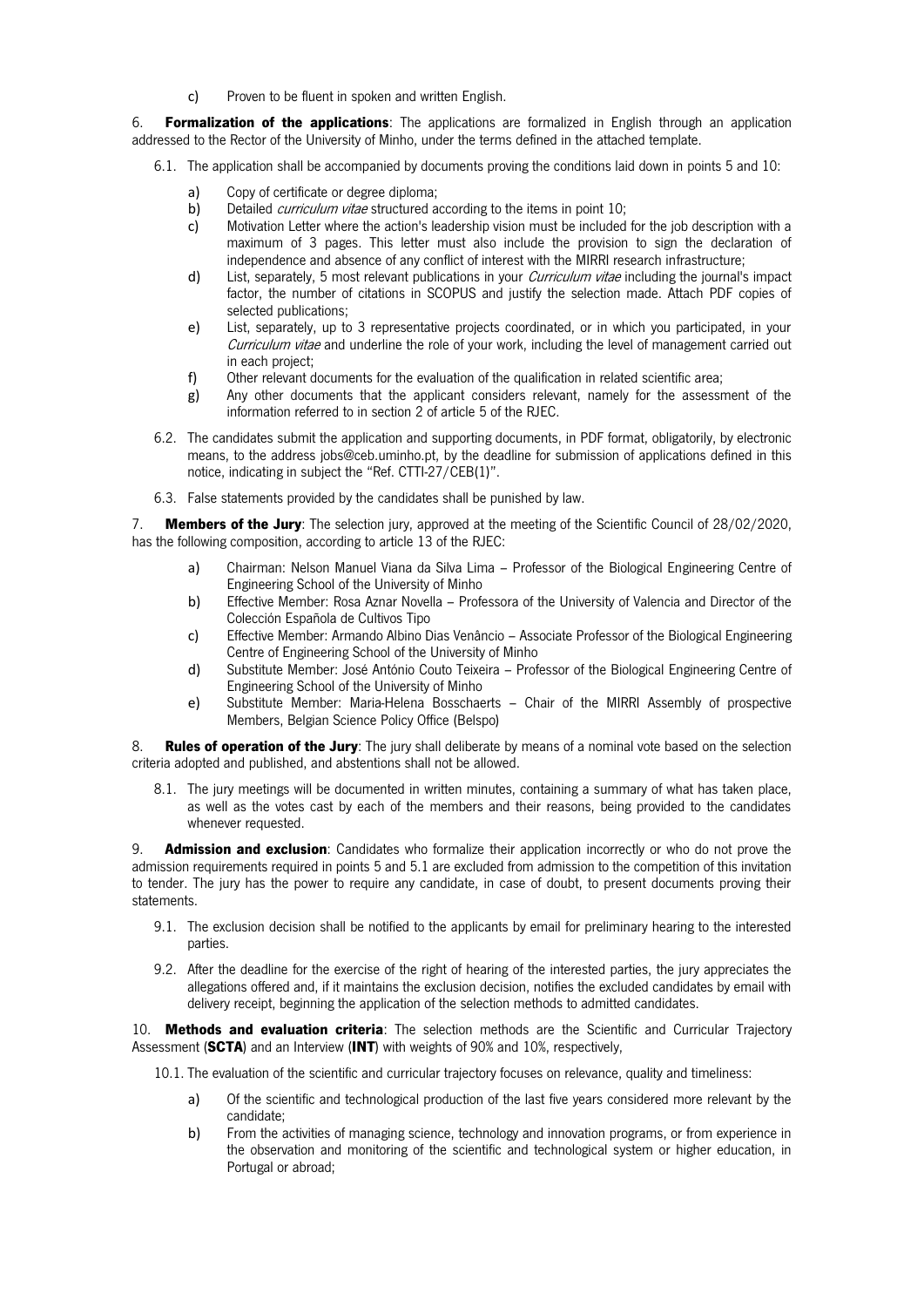c) Proven to be fluent in spoken and written English.

6. **Formalization of the applications**: The applications are formalized in English through an application addressed to the Rector of the University of Minho, under the terms defined in the attached template.

6.1. The application shall be accompanied by documents proving the conditions laid down in points 5 and 10:

a) Copy of certificate or degree diploma;
b) Detailed *curriculum vitae* structured according to the items in point 10;
c) Motivation Letter where the action's leadership vision must be included for the job description with a maximum of 3 pages. This letter must also include the provision to sign the declaration of independence and absence of any conflict of interest with the MIRRI research infrastructure;
d) List, separately, 5 most relevant publications in your *Curriculum vitae* including the journal's impact factor, the number of citations in SCOPUS and justify the selection made. Attach PDF copies of selected publications;
e) List, separately, up to 3 representative projects coordinated, or in which you participated, in your *Curriculum vitae* and underline the role of your work, including the level of management carried out in each project;
f) Other relevant documents for the evaluation of the qualification in related scientific area;
g) Any other documents that the applicant considers relevant, namely for the assessment of the information referred to in section 2 of article 5 of the RJEC.

6.2. The candidates submit the application and supporting documents, in PDF format, obligatorily, by electronic means, to the address jobs@ceb.uminho.pt, by the deadline for submission of applications defined in this notice, indicating in subject the "Ref. CTTI-27/CEB(1)".

6.3. False statements provided by the candidates shall be punished by law.

7. **Members of the Jury**: The selection jury, approved at the meeting of the Scientific Council of 28/02/2020, has the following composition, according to article 13 of the RJEC:

a) Chairman: Nelson Manuel Viana da Silva Lima – Professor of the Biological Engineering Centre of Engineering School of the University of Minho
b) Effective Member: Rosa Aznar Novella – Professora of the University of Valencia and Director of the Colección Española de Cultivos Tipo
c) Effective Member: Armando Albino Dias Venâncio – Associate Professor of the Biological Engineering Centre of Engineering School of the University of Minho
d) Substitute Member: José António Couto Teixeira – Professor of the Biological Engineering Centre of Engineering School of the University of Minho
e) Substitute Member: Maria-Helena Bosschaerts – Chair of the MIRRI Assembly of prospective Members, Belgian Science Policy Office (Belspo)

8. **Rules of operation of the Jury**: The jury shall deliberate by means of a nominal vote based on the selection criteria adopted and published, and abstentions shall not be allowed.

8.1. The jury meetings will be documented in written minutes, containing a summary of what has taken place, as well as the votes cast by each of the members and their reasons, being provided to the candidates whenever requested.

9. **Admission and exclusion**: Candidates who formalize their application incorrectly or who do not prove the admission requirements required in points 5 and 5.1 are excluded from admission to the competition of this invitation to tender. The jury has the power to require any candidate, in case of doubt, to present documents proving their statements.

9.1. The exclusion decision shall be notified to the applicants by email for preliminary hearing to the interested parties.

9.2. After the deadline for the exercise of the right of hearing of the interested parties, the jury appreciates the allegations offered and, if it maintains the exclusion decision, notifies the excluded candidates by email with delivery receipt, beginning the application of the selection methods to admitted candidates.

10. **Methods and evaluation criteria**: The selection methods are the Scientific and Curricular Trajectory Assessment (**SCTA**) and an Interview (**INT**) with weights of 90% and 10%, respectively,

10.1. The evaluation of the scientific and curricular trajectory focuses on relevance, quality and timeliness:

a) Of the scientific and technological production of the last five years considered more relevant by the candidate;
b) From the activities of managing science, technology and innovation programs, or from experience in the observation and monitoring of the scientific and technological system or higher education, in Portugal or abroad;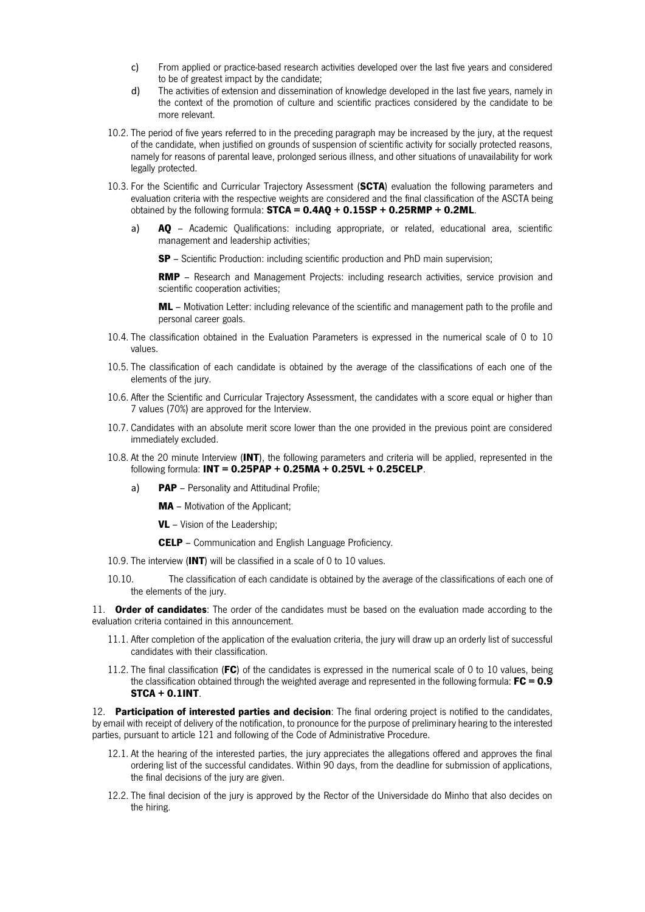c) From applied or practice-based research activities developed over the last five years and considered to be of greatest impact by the candidate;

d) The activities of extension and dissemination of knowledge developed in the last five years, namely in the context of the promotion of culture and scientific practices considered by the candidate to be more relevant.

10.2. The period of five years referred to in the preceding paragraph may be increased by the jury, at the request of the candidate, when justified on grounds of suspension of scientific activity for socially protected reasons, namely for reasons of parental leave, prolonged serious illness, and other situations of unavailability for work legally protected.

10.3. For the Scientific and Curricular Trajectory Assessment (**SCTA**) evaluation the following parameters and evaluation criteria with the respective weights are considered and the final classification of the ASCTA being obtained by the following formula: **STCA = 0.4AQ + 0.15SP + 0.25RMP + 0.2ML**.

a) **AQ** – Academic Qualifications: including appropriate, or related, educational area, scientific management and leadership activities;

**SP** – Scientific Production: including scientific production and PhD main supervision;

**RMP** – Research and Management Projects: including research activities, service provision and scientific cooperation activities;

**ML** – Motivation Letter: including relevance of the scientific and management path to the profile and personal career goals.

10.4. The classification obtained in the Evaluation Parameters is expressed in the numerical scale of 0 to 10 values.

10.5. The classification of each candidate is obtained by the average of the classifications of each one of the elements of the jury.

10.6. After the Scientific and Curricular Trajectory Assessment, the candidates with a score equal or higher than 7 values (70%) are approved for the Interview.

10.7. Candidates with an absolute merit score lower than the one provided in the previous point are considered immediately excluded.

10.8. At the 20 minute Interview (**INT**), the following parameters and criteria will be applied, represented in the following formula: **INT = 0.25PAP + 0.25MA + 0.25VL + 0.25CELP**.

a) **PAP** – Personality and Attitudinal Profile;

**MA** – Motivation of the Applicant;

**VL** – Vision of the Leadership;

**CELP** – Communication and English Language Proficiency.

10.9. The interview (**INT**) will be classified in a scale of 0 to 10 values.

10.10. The classification of each candidate is obtained by the average of the classifications of each one of the elements of the jury.

11. **Order of candidates**: The order of the candidates must be based on the evaluation made according to the evaluation criteria contained in this announcement.

11.1. After completion of the application of the evaluation criteria, the jury will draw up an orderly list of successful candidates with their classification.

11.2. The final classification (**FC**) of the candidates is expressed in the numerical scale of 0 to 10 values, being the classification obtained through the weighted average and represented in the following formula: **FC = 0.9 STCA + 0.1INT**.

12. **Participation of interested parties and decision**: The final ordering project is notified to the candidates, by email with receipt of delivery of the notification, to pronounce for the purpose of preliminary hearing to the interested parties, pursuant to article 121 and following of the Code of Administrative Procedure.

12.1. At the hearing of the interested parties, the jury appreciates the allegations offered and approves the final ordering list of the successful candidates. Within 90 days, from the deadline for submission of applications, the final decisions of the jury are given.

12.2. The final decision of the jury is approved by the Rector of the Universidade do Minho that also decides on the hiring.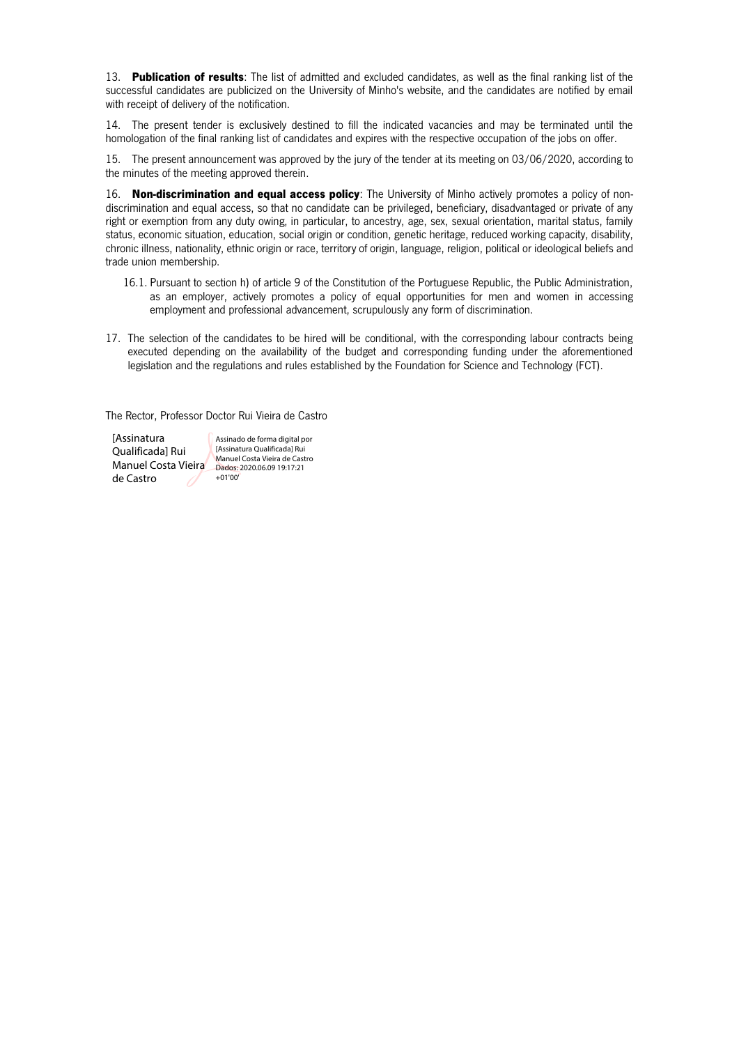13. **Publication of results**: The list of admitted and excluded candidates, as well as the final ranking list of the successful candidates are publicized on the University of Minho's website, and the candidates are notified by email with receipt of delivery of the notification.

14. The present tender is exclusively destined to fill the indicated vacancies and may be terminated until the homologation of the final ranking list of candidates and expires with the respective occupation of the jobs on offer.

15. The present announcement was approved by the jury of the tender at its meeting on 03/06/2020, according to the minutes of the meeting approved therein.

16. **Non-discrimination and equal access policy**: The University of Minho actively promotes a policy of non-discrimination and equal access, so that no candidate can be privileged, beneficiary, disadvantaged or private of any right or exemption from any duty owing, in particular, to ancestry, age, sex, sexual orientation, marital status, family status, economic situation, education, social origin or condition, genetic heritage, reduced working capacity, disability, chronic illness, nationality, ethnic origin or race, territory of origin, language, religion, political or ideological beliefs and trade union membership.

16.1. Pursuant to section h) of article 9 of the Constitution of the Portuguese Republic, the Public Administration, as an employer, actively promotes a policy of equal opportunities for men and women in accessing employment and professional advancement, scrupulously any form of discrimination.

17. The selection of the candidates to be hired will be conditional, with the corresponding labour contracts being executed depending on the availability of the budget and corresponding funding under the aforementioned legislation and the regulations and rules established by the Foundation for Science and Technology (FCT).

The Rector, Professor Doctor Rui Vieira de Castro

[Assinatura Qualificada] Rui Manuel Costa Vieira de Castro

Assinado de forma digital por [Assinatura Qualificada] Rui Manuel Costa Vieira de Castro
Dados: 2020.06.09 19:17:21 +01'00'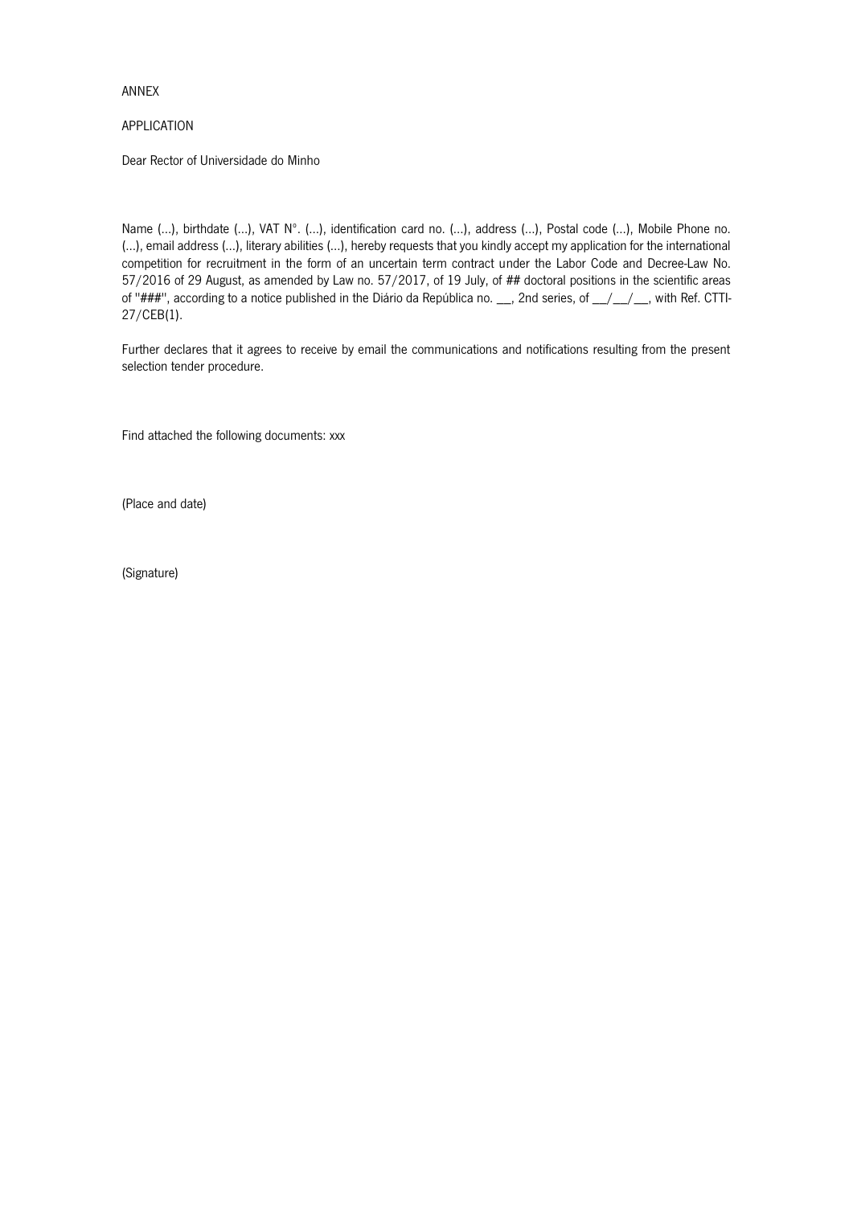ANNEX

APPLICATION

Dear Rector of Universidade do Minho

Name (...), birthdate (...), VAT N°. (...), identification card no. (...), address (...), Postal code (...), Mobile Phone no. (...), email address (...), literary abilities (...), hereby requests that you kindly accept my application for the international competition for recruitment in the form of an uncertain term contract under the Labor Code and Decree-Law No. 57/2016 of 29 August, as amended by Law no. 57/2017, of 19 July, of ## doctoral positions in the scientific areas of "###", according to a notice published in the Diário da República no. __, 2nd series, of __/__/__, with Ref. CTTI-27/CEB(1).

Further declares that it agrees to receive by email the communications and notifications resulting from the present selection tender procedure.

Find attached the following documents: xxx

(Place and date)

(Signature)